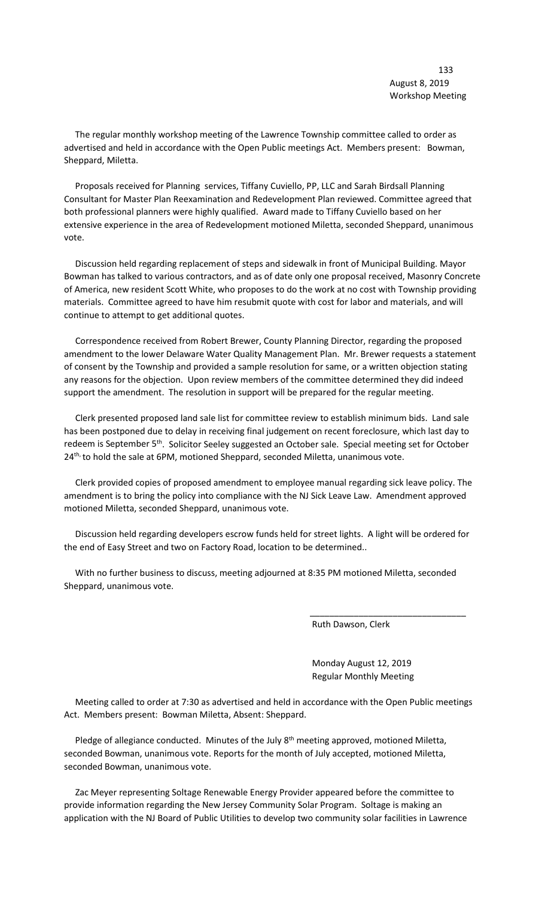August 8, 2019
Workshop Meeting

The regular monthly workshop meeting of the Lawrence Township committee called to order as advertised and held in accordance with the Open Public meetings Act. Members present: Bowman, Sheppard, Miletta.

Proposals received for Planning services, Tiffany Cuviello, PP, LLC and Sarah Birdsall Planning Consultant for Master Plan Reexamination and Redevelopment Plan reviewed. Committee agreed that both professional planners were highly qualified. Award made to Tiffany Cuviello based on her extensive experience in the area of Redevelopment motioned Miletta, seconded Sheppard, unanimous vote.

Discussion held regarding replacement of steps and sidewalk in front of Municipal Building. Mayor Bowman has talked to various contractors, and as of date only one proposal received, Masonry Concrete of America, new resident Scott White, who proposes to do the work at no cost with Township providing materials. Committee agreed to have him resubmit quote with cost for labor and materials, and will continue to attempt to get additional quotes.

Correspondence received from Robert Brewer, County Planning Director, regarding the proposed amendment to the lower Delaware Water Quality Management Plan. Mr. Brewer requests a statement of consent by the Township and provided a sample resolution for same, or a written objection stating any reasons for the objection. Upon review members of the committee determined they did indeed support the amendment. The resolution in support will be prepared for the regular meeting.

Clerk presented proposed land sale list for committee review to establish minimum bids. Land sale has been postponed due to delay in receiving final judgement on recent foreclosure, which last day to redeem is September 5th. Solicitor Seeley suggested an October sale. Special meeting set for October 24th, to hold the sale at 6PM, motioned Sheppard, seconded Miletta, unanimous vote.

Clerk provided copies of proposed amendment to employee manual regarding sick leave policy. The amendment is to bring the policy into compliance with the NJ Sick Leave Law. Amendment approved motioned Miletta, seconded Sheppard, unanimous vote.

Discussion held regarding developers escrow funds held for street lights. A light will be ordered for the end of Easy Street and two on Factory Road, location to be determined..

With no further business to discuss, meeting adjourned at 8:35 PM motioned Miletta, seconded Sheppard, unanimous vote.

\_\_\_\_\_\_\_\_\_\_\_\_\_\_\_\_\_\_\_\_\_\_\_\_\_\_\_\_\_\_\_\_

Ruth Dawson, Clerk

Monday August 12, 2019
Regular Monthly Meeting

Meeting called to order at 7:30 as advertised and held in accordance with the Open Public meetings Act. Members present: Bowman Miletta, Absent: Sheppard.

Pledge of allegiance conducted. Minutes of the July 8th meeting approved, motioned Miletta, seconded Bowman, unanimous vote. Reports for the month of July accepted, motioned Miletta, seconded Bowman, unanimous vote.

Zac Meyer representing Soltage Renewable Energy Provider appeared before the committee to provide information regarding the New Jersey Community Solar Program. Soltage is making an application with the NJ Board of Public Utilities to develop two community solar facilities in Lawrence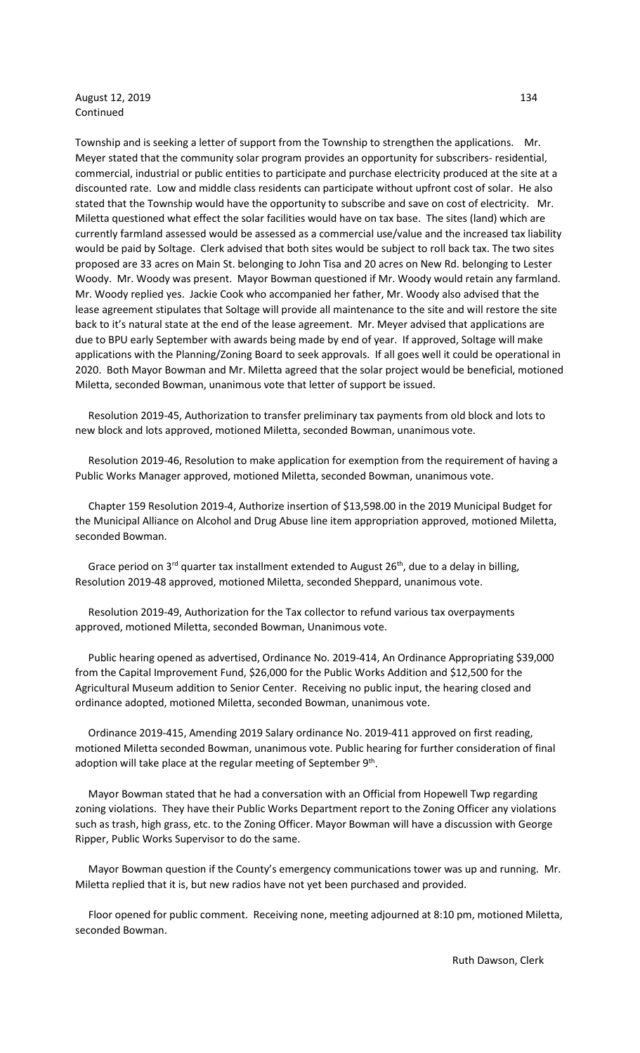Township and is seeking a letter of support from the Township to strengthen the applications. Mr. Meyer stated that the community solar program provides an opportunity for subscribers- residential, commercial, industrial or public entities to participate and purchase electricity produced at the site at a discounted rate. Low and middle class residents can participate without upfront cost of solar. He also stated that the Township would have the opportunity to subscribe and save on cost of electricity. Mr. Miletta questioned what effect the solar facilities would have on tax base. The sites (land) which are currently farmland assessed would be assessed as a commercial use/value and the increased tax liability would be paid by Soltage. Clerk advised that both sites would be subject to roll back tax. The two sites proposed are 33 acres on Main St. belonging to John Tisa and 20 acres on New Rd. belonging to Lester Woody. Mr. Woody was present. Mayor Bowman questioned if Mr. Woody would retain any farmland. Mr. Woody replied yes. Jackie Cook who accompanied her father, Mr. Woody also advised that the lease agreement stipulates that Soltage will provide all maintenance to the site and will restore the site back to it's natural state at the end of the lease agreement. Mr. Meyer advised that applications are due to BPU early September with awards being made by end of year. If approved, Soltage will make applications with the Planning/Zoning Board to seek approvals. If all goes well it could be operational in 2020. Both Mayor Bowman and Mr. Miletta agreed that the solar project would be beneficial, motioned Miletta, seconded Bowman, unanimous vote that letter of support be issued.

Resolution 2019-45, Authorization to transfer preliminary tax payments from old block and lots to new block and lots approved, motioned Miletta, seconded Bowman, unanimous vote.

Resolution 2019-46, Resolution to make application for exemption from the requirement of having a Public Works Manager approved, motioned Miletta, seconded Bowman, unanimous vote.

Chapter 159 Resolution 2019-4, Authorize insertion of $13,598.00 in the 2019 Municipal Budget for the Municipal Alliance on Alcohol and Drug Abuse line item appropriation approved, motioned Miletta, seconded Bowman.

Grace period on 3rd quarter tax installment extended to August 26th, due to a delay in billing, Resolution 2019-48 approved, motioned Miletta, seconded Sheppard, unanimous vote.

Resolution 2019-49, Authorization for the Tax collector to refund various tax overpayments approved, motioned Miletta, seconded Bowman, Unanimous vote.

Public hearing opened as advertised, Ordinance No. 2019-414, An Ordinance Appropriating $39,000 from the Capital Improvement Fund, $26,000 for the Public Works Addition and $12,500 for the Agricultural Museum addition to Senior Center. Receiving no public input, the hearing closed and ordinance adopted, motioned Miletta, seconded Bowman, unanimous vote.

Ordinance 2019-415, Amending 2019 Salary ordinance No. 2019-411 approved on first reading, motioned Miletta seconded Bowman, unanimous vote. Public hearing for further consideration of final adoption will take place at the regular meeting of September 9th.

Mayor Bowman stated that he had a conversation with an Official from Hopewell Twp regarding zoning violations. They have their Public Works Department report to the Zoning Officer any violations such as trash, high grass, etc. to the Zoning Officer. Mayor Bowman will have a discussion with George Ripper, Public Works Supervisor to do the same.

Mayor Bowman question if the County's emergency communications tower was up and running. Mr. Miletta replied that it is, but new radios have not yet been purchased and provided.

Floor opened for public comment. Receiving none, meeting adjourned at 8:10 pm, motioned Miletta, seconded Bowman.

Ruth Dawson, Clerk